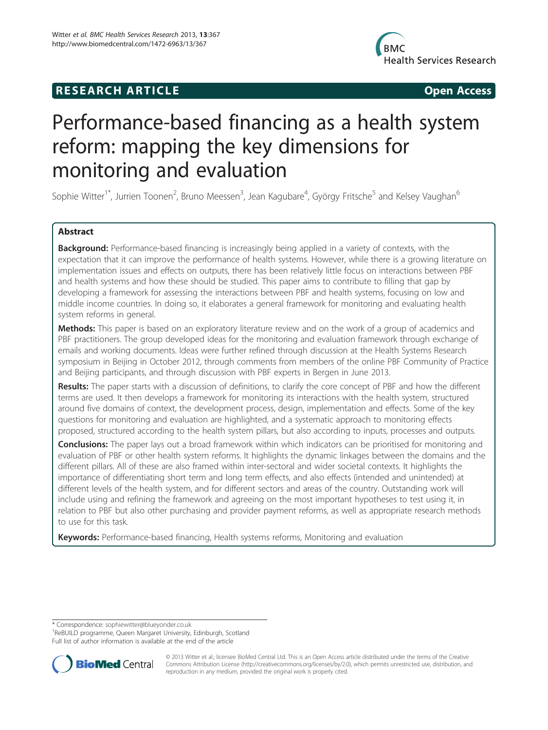**RESEARCH ARTICLE** **Open Access**

# Performance-based financing as a health system reform: mapping the key dimensions for monitoring and evaluation

Sophie Witter[1*], Jurrien Toonen[2], Bruno Meessen[3], Jean Kagubare[4], György Fritsche[5] and Kelsey Vaughan[6]

## Abstract

**Background:** Performance-based financing is increasingly being applied in a variety of contexts, with the expectation that it can improve the performance of health systems. However, while there is a growing literature on implementation issues and effects on outputs, there has been relatively little focus on interactions between PBF and health systems and how these should be studied. This paper aims to contribute to filling that gap by developing a framework for assessing the interactions between PBF and health systems, focusing on low and middle income countries. In doing so, it elaborates a general framework for monitoring and evaluating health system reforms in general.

**Methods:** This paper is based on an exploratory literature review and on the work of a group of academics and PBF practitioners. The group developed ideas for the monitoring and evaluation framework through exchange of emails and working documents. Ideas were further refined through discussion at the Health Systems Research symposium in Beijing in October 2012, through comments from members of the online PBF Community of Practice and Beijing participants, and through discussion with PBF experts in Bergen in June 2013.

**Results:** The paper starts with a discussion of definitions, to clarify the core concept of PBF and how the different terms are used. It then develops a framework for monitoring its interactions with the health system, structured around five domains of context, the development process, design, implementation and effects. Some of the key questions for monitoring and evaluation are highlighted, and a systematic approach to monitoring effects proposed, structured according to the health system pillars, but also according to inputs, processes and outputs.

**Conclusions:** The paper lays out a broad framework within which indicators can be prioritised for monitoring and evaluation of PBF or other health system reforms. It highlights the dynamic linkages between the domains and the different pillars. All of these are also framed within inter-sectoral and wider societal contexts. It highlights the importance of differentiating short term and long term effects, and also effects (intended and unintended) at different levels of the health system, and for different sectors and areas of the country. Outstanding work will include using and refining the framework and agreeing on the most important hypotheses to test using it, in relation to PBF but also other purchasing and provider payment reforms, as well as appropriate research methods to use for this task.

**Keywords:** Performance-based financing, Health systems reforms, Monitoring and evaluation

\* Correspondence: sophiewitter@blueyonder.co.uk
[1]ReBUILD programme, Queen Margaret University, Edinburgh, Scotland
Full list of author information is available at the end of the article

© 2013 Witter et al.; licensee BioMed Central Ltd. This is an Open Access article distributed under the terms of the Creative Commons Attribution License (http://creativecommons.org/licenses/by/2.0), which permits unrestricted use, distribution, and reproduction in any medium, provided the original work is properly cited.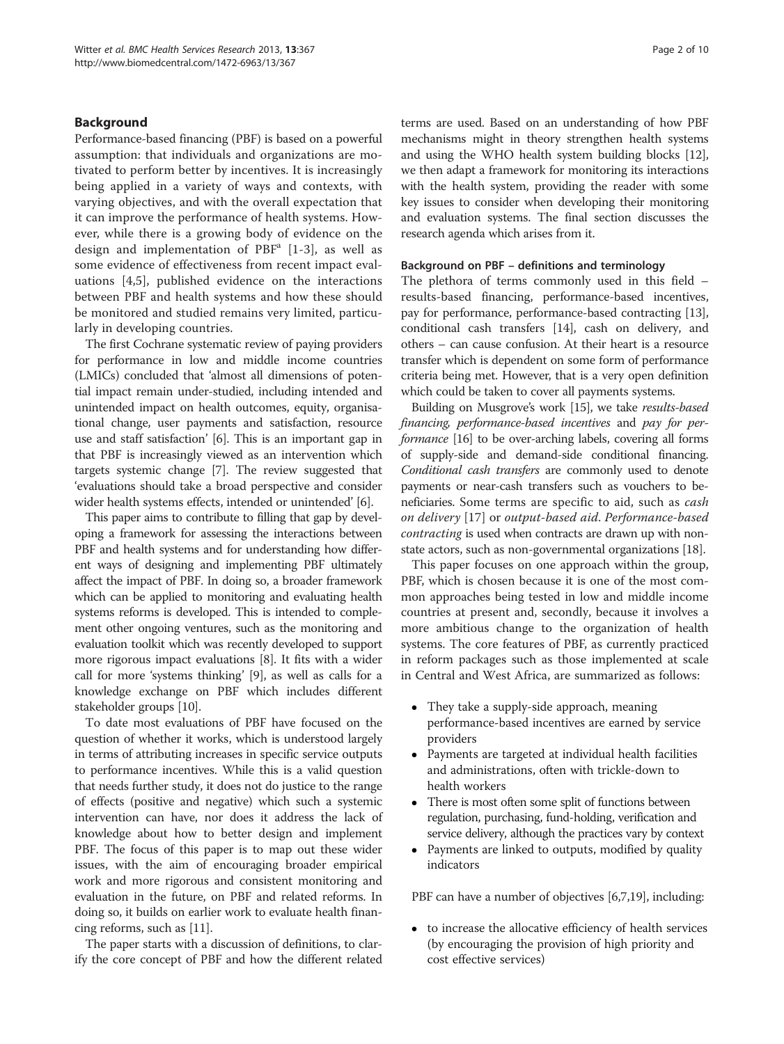## Background

Performance-based financing (PBF) is based on a powerful assumption: that individuals and organizations are motivated to perform better by incentives. It is increasingly being applied in a variety of ways and contexts, with varying objectives, and with the overall expectation that it can improve the performance of health systems. However, while there is a growing body of evidence on the design and implementation of PBF[a] [1-3], as well as some evidence of effectiveness from recent impact evaluations [4,5], published evidence on the interactions between PBF and health systems and how these should be monitored and studied remains very limited, particularly in developing countries.

The first Cochrane systematic review of paying providers for performance in low and middle income countries (LMICs) concluded that 'almost all dimensions of potential impact remain under-studied, including intended and unintended impact on health outcomes, equity, organisational change, user payments and satisfaction, resource use and staff satisfaction' [6]. This is an important gap in that PBF is increasingly viewed as an intervention which targets systemic change [7]. The review suggested that 'evaluations should take a broad perspective and consider wider health systems effects, intended or unintended' [6].

This paper aims to contribute to filling that gap by developing a framework for assessing the interactions between PBF and health systems and for understanding how different ways of designing and implementing PBF ultimately affect the impact of PBF. In doing so, a broader framework which can be applied to monitoring and evaluating health systems reforms is developed. This is intended to complement other ongoing ventures, such as the monitoring and evaluation toolkit which was recently developed to support more rigorous impact evaluations [8]. It fits with a wider call for more 'systems thinking' [9], as well as calls for a knowledge exchange on PBF which includes different stakeholder groups [10].

To date most evaluations of PBF have focused on the question of whether it works, which is understood largely in terms of attributing increases in specific service outputs to performance incentives. While this is a valid question that needs further study, it does not do justice to the range of effects (positive and negative) which such a systemic intervention can have, nor does it address the lack of knowledge about how to better design and implement PBF. The focus of this paper is to map out these wider issues, with the aim of encouraging broader empirical work and more rigorous and consistent monitoring and evaluation in the future, on PBF and related reforms. In doing so, it builds on earlier work to evaluate health financing reforms, such as [11].

The paper starts with a discussion of definitions, to clarify the core concept of PBF and how the different related terms are used. Based on an understanding of how PBF mechanisms might in theory strengthen health systems and using the WHO health system building blocks [12], we then adapt a framework for monitoring its interactions with the health system, providing the reader with some key issues to consider when developing their monitoring and evaluation systems. The final section discusses the research agenda which arises from it.

### Background on PBF – definitions and terminology

The plethora of terms commonly used in this field – results-based financing, performance-based incentives, pay for performance, performance-based contracting [13], conditional cash transfers [14], cash on delivery, and others – can cause confusion. At their heart is a resource transfer which is dependent on some form of performance criteria being met. However, that is a very open definition which could be taken to cover all payments systems.

Building on Musgrove's work [15], we take *results-based financing, performance-based incentives* and *pay for performance* [16] to be over-arching labels, covering all forms of supply-side and demand-side conditional financing. *Conditional cash transfers* are commonly used to denote payments or near-cash transfers such as vouchers to beneficiaries. Some terms are specific to aid, such as *cash on delivery* [17] or *output-based aid*. *Performance-based contracting* is used when contracts are drawn up with non-state actors, such as non-governmental organizations [18].

This paper focuses on one approach within the group, PBF, which is chosen because it is one of the most common approaches being tested in low and middle income countries at present and, secondly, because it involves a more ambitious change to the organization of health systems. The core features of PBF, as currently practiced in reform packages such as those implemented at scale in Central and West Africa, are summarized as follows:

- They take a supply-side approach, meaning performance-based incentives are earned by service providers
- Payments are targeted at individual health facilities and administrations, often with trickle-down to health workers
- There is most often some split of functions between regulation, purchasing, fund-holding, verification and service delivery, although the practices vary by context
- Payments are linked to outputs, modified by quality indicators

PBF can have a number of objectives [6,7,19], including:

- to increase the allocative efficiency of health services (by encouraging the provision of high priority and cost effective services)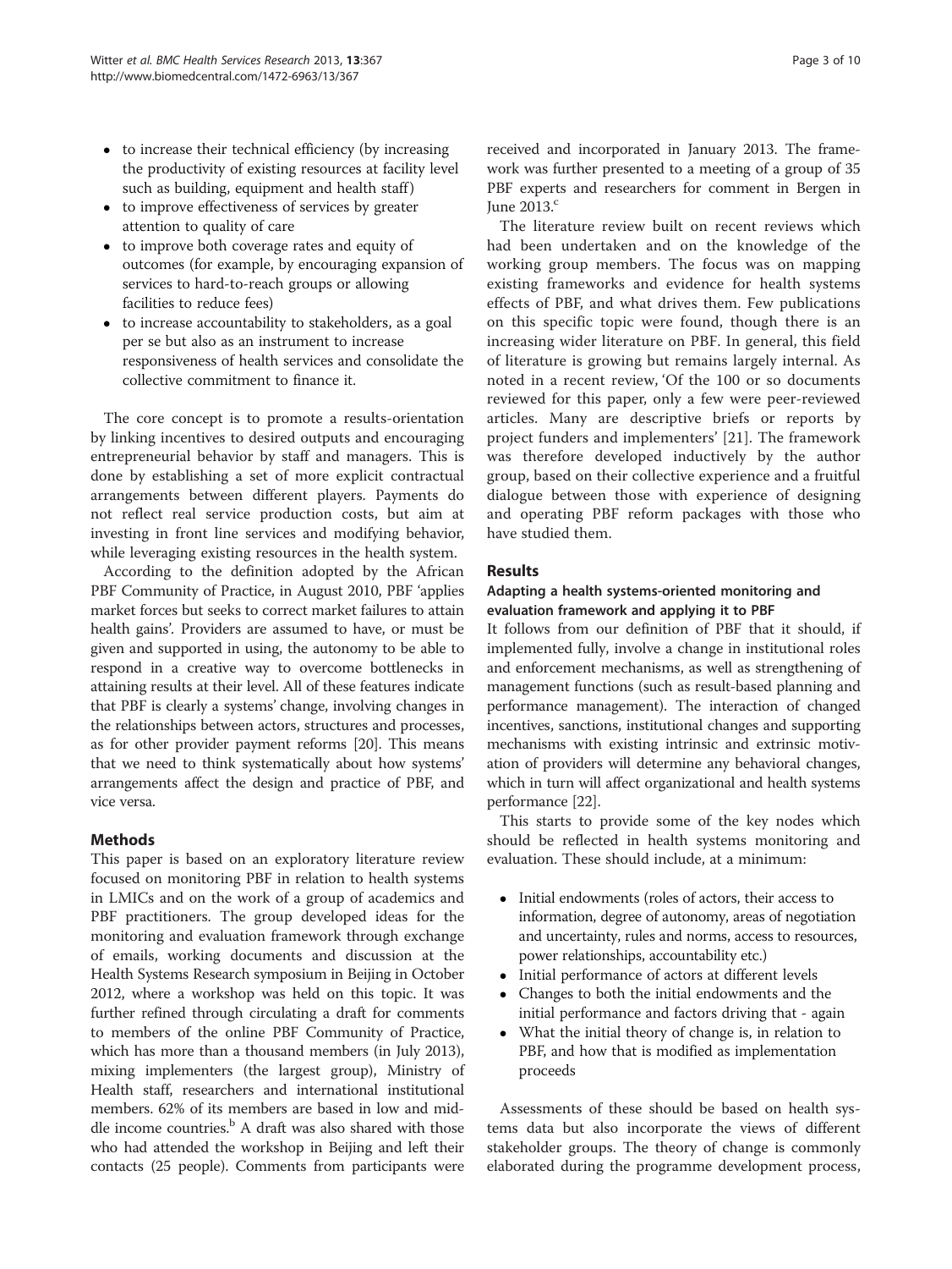- to increase their technical efficiency (by increasing the productivity of existing resources at facility level such as building, equipment and health staff)
- to improve effectiveness of services by greater attention to quality of care
- to improve both coverage rates and equity of outcomes (for example, by encouraging expansion of services to hard-to-reach groups or allowing facilities to reduce fees)
- to increase accountability to stakeholders, as a goal per se but also as an instrument to increase responsiveness of health services and consolidate the collective commitment to finance it.

The core concept is to promote a results-orientation by linking incentives to desired outputs and encouraging entrepreneurial behavior by staff and managers. This is done by establishing a set of more explicit contractual arrangements between different players. Payments do not reflect real service production costs, but aim at investing in front line services and modifying behavior, while leveraging existing resources in the health system.

According to the definition adopted by the African PBF Community of Practice, in August 2010, PBF 'applies market forces but seeks to correct market failures to attain health gains'. Providers are assumed to have, or must be given and supported in using, the autonomy to be able to respond in a creative way to overcome bottlenecks in attaining results at their level. All of these features indicate that PBF is clearly a systems' change, involving changes in the relationships between actors, structures and processes, as for other provider payment reforms [20]. This means that we need to think systematically about how systems' arrangements affect the design and practice of PBF, and vice versa.

## Methods

This paper is based on an exploratory literature review focused on monitoring PBF in relation to health systems in LMICs and on the work of a group of academics and PBF practitioners. The group developed ideas for the monitoring and evaluation framework through exchange of emails, working documents and discussion at the Health Systems Research symposium in Beijing in October 2012, where a workshop was held on this topic. It was further refined through circulating a draft for comments to members of the online PBF Community of Practice, which has more than a thousand members (in July 2013), mixing implementers (the largest group), Ministry of Health staff, researchers and international institutional members. 62% of its members are based in low and middle income countries.[b] A draft was also shared with those who had attended the workshop in Beijing and left their contacts (25 people). Comments from participants were received and incorporated in January 2013. The framework was further presented to a meeting of a group of 35 PBF experts and researchers for comment in Bergen in June 2013.[c]

The literature review built on recent reviews which had been undertaken and on the knowledge of the working group members. The focus was on mapping existing frameworks and evidence for health systems effects of PBF, and what drives them. Few publications on this specific topic were found, though there is an increasing wider literature on PBF. In general, this field of literature is growing but remains largely internal. As noted in a recent review, 'Of the 100 or so documents reviewed for this paper, only a few were peer-reviewed articles. Many are descriptive briefs or reports by project funders and implementers' [21]. The framework was therefore developed inductively by the author group, based on their collective experience and a fruitful dialogue between those with experience of designing and operating PBF reform packages with those who have studied them.

## Results

### Adapting a health systems-oriented monitoring and evaluation framework and applying it to PBF

It follows from our definition of PBF that it should, if implemented fully, involve a change in institutional roles and enforcement mechanisms, as well as strengthening of management functions (such as result-based planning and performance management). The interaction of changed incentives, sanctions, institutional changes and supporting mechanisms with existing intrinsic and extrinsic motivation of providers will determine any behavioral changes, which in turn will affect organizational and health systems performance [22].

This starts to provide some of the key nodes which should be reflected in health systems monitoring and evaluation. These should include, at a minimum:

- Initial endowments (roles of actors, their access to information, degree of autonomy, areas of negotiation and uncertainty, rules and norms, access to resources, power relationships, accountability etc.)
- Initial performance of actors at different levels
- Changes to both the initial endowments and the initial performance and factors driving that - again
- What the initial theory of change is, in relation to PBF, and how that is modified as implementation proceeds

Assessments of these should be based on health systems data but also incorporate the views of different stakeholder groups. The theory of change is commonly elaborated during the programme development process,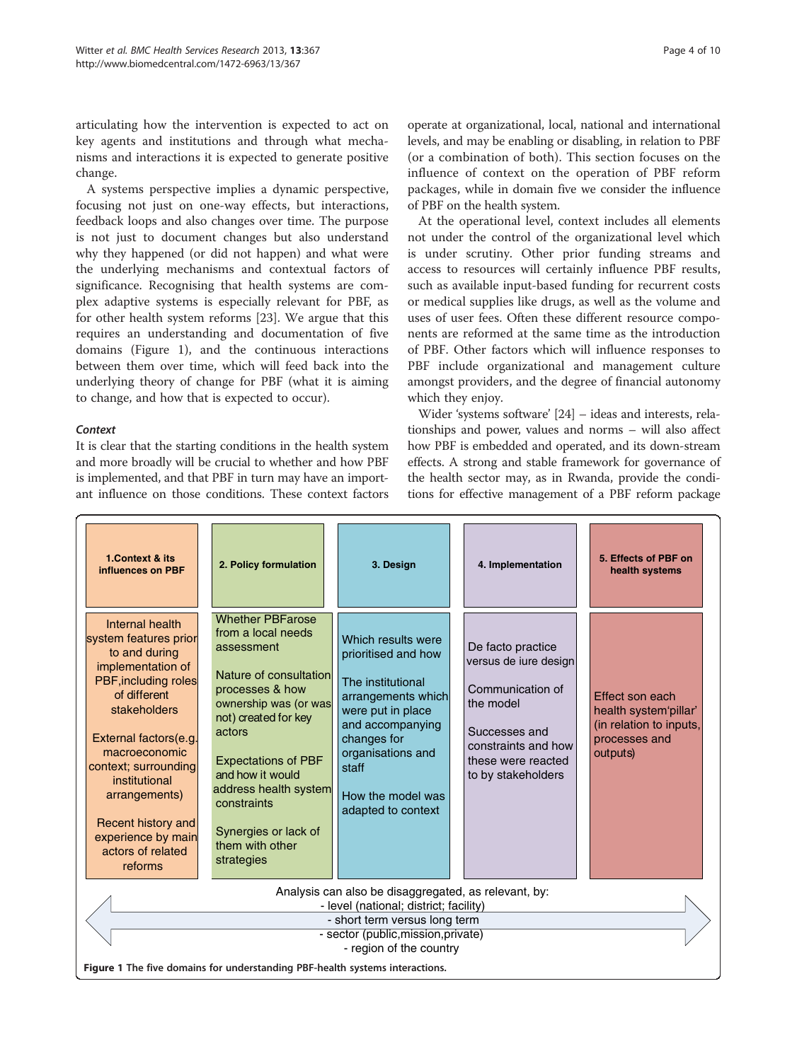articulating how the intervention is expected to act on key agents and institutions and through what mechanisms and interactions it is expected to generate positive change.

A systems perspective implies a dynamic perspective, focusing not just on one-way effects, but interactions, feedback loops and also changes over time. The purpose is not just to document changes but also understand why they happened (or did not happen) and what were the underlying mechanisms and contextual factors of significance. Recognising that health systems are complex adaptive systems is especially relevant for PBF, as for other health system reforms [23]. We argue that this requires an understanding and documentation of five domains (Figure 1), and the continuous interactions between them over time, which will feed back into the underlying theory of change for PBF (what it is aiming to change, and how that is expected to occur).

### *Context*

It is clear that the starting conditions in the health system and more broadly will be crucial to whether and how PBF is implemented, and that PBF in turn may have an important influence on those conditions. These context factors operate at organizational, local, national and international levels, and may be enabling or disabling, in relation to PBF (or a combination of both). This section focuses on the influence of context on the operation of PBF reform packages, while in domain five we consider the influence of PBF on the health system.

At the operational level, context includes all elements not under the control of the organizational level which is under scrutiny. Other prior funding streams and access to resources will certainly influence PBF results, such as available input-based funding for recurrent costs or medical supplies like drugs, as well as the volume and uses of user fees. Often these different resource components are reformed at the same time as the introduction of PBF. Other factors which will influence responses to PBF include organizational and management culture amongst providers, and the degree of financial autonomy which they enjoy.

Wider 'systems software' [24] – ideas and interests, relationships and power, values and norms – will also affect how PBF is embedded and operated, and its down-stream effects. A strong and stable framework for governance of the health sector may, as in Rwanda, provide the conditions for effective management of a PBF reform package

| 1.Context & its influences on PBF | 2. Policy formulation | 3. Design | 4. Implementation | 5. Effects of PBF on health systems |
|---|---|---|---|---|
| Internal health system features prior to and during implementation of PBF,including roles of different stakeholders<br><br>External factors(e.g. macroeconomic context; surrounding institutional arrangements)<br><br>Recent history and experience by main actors of related reforms | Whether PBFarose from a local needs assessment<br><br>Nature of consultation processes & how ownership was (or was not) created for key actors<br><br>Expectations of PBF and how it would address health system constraints<br><br>Synergies or lack of them with other strategies | Which results were prioritised and how<br><br>The institutional arrangements which were put in place and accompanying changes for organisations and staff<br><br>How the model was adapted to context | De facto practice versus de iure design<br><br>Communication of the model<br><br>Successes and constraints and how these were reacted to by stakeholders | Effect son each health system'pillar' (in relation to inputs, processes and outputs) |

Analysis can also be disaggregated, as relevant, by:
- level (national; district; facility)
- short term versus long term
- sector (public,mission,private)
- region of the country

**Figure 1 The five domains for understanding PBF-health systems interactions.**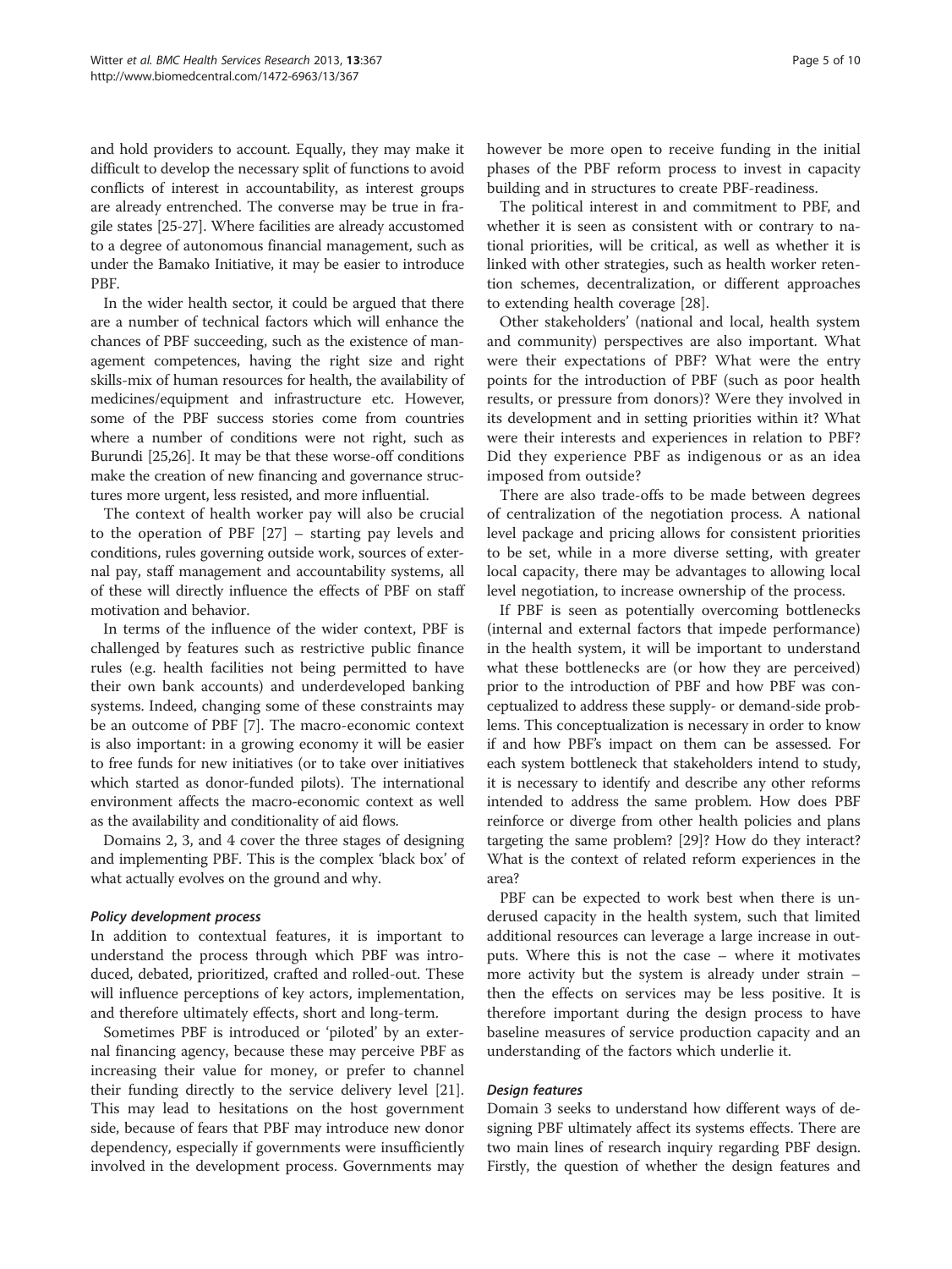and hold providers to account. Equally, they may make it difficult to develop the necessary split of functions to avoid conflicts of interest in accountability, as interest groups are already entrenched. The converse may be true in fragile states [25-27]. Where facilities are already accustomed to a degree of autonomous financial management, such as under the Bamako Initiative, it may be easier to introduce PBF.

In the wider health sector, it could be argued that there are a number of technical factors which will enhance the chances of PBF succeeding, such as the existence of management competences, having the right size and right skills-mix of human resources for health, the availability of medicines/equipment and infrastructure etc. However, some of the PBF success stories come from countries where a number of conditions were not right, such as Burundi [25,26]. It may be that these worse-off conditions make the creation of new financing and governance structures more urgent, less resisted, and more influential.

The context of health worker pay will also be crucial to the operation of PBF [27] – starting pay levels and conditions, rules governing outside work, sources of external pay, staff management and accountability systems, all of these will directly influence the effects of PBF on staff motivation and behavior.

In terms of the influence of the wider context, PBF is challenged by features such as restrictive public finance rules (e.g. health facilities not being permitted to have their own bank accounts) and underdeveloped banking systems. Indeed, changing some of these constraints may be an outcome of PBF [7]. The macro-economic context is also important: in a growing economy it will be easier to free funds for new initiatives (or to take over initiatives which started as donor-funded pilots). The international environment affects the macro-economic context as well as the availability and conditionality of aid flows.

Domains 2, 3, and 4 cover the three stages of designing and implementing PBF. This is the complex 'black box' of what actually evolves on the ground and why.

#### *Policy development process*

In addition to contextual features, it is important to understand the process through which PBF was introduced, debated, prioritized, crafted and rolled-out. These will influence perceptions of key actors, implementation, and therefore ultimately effects, short and long-term.

Sometimes PBF is introduced or 'piloted' by an external financing agency, because these may perceive PBF as increasing their value for money, or prefer to channel their funding directly to the service delivery level [21]. This may lead to hesitations on the host government side, because of fears that PBF may introduce new donor dependency, especially if governments were insufficiently involved in the development process. Governments may however be more open to receive funding in the initial phases of the PBF reform process to invest in capacity building and in structures to create PBF-readiness.

The political interest in and commitment to PBF, and whether it is seen as consistent with or contrary to national priorities, will be critical, as well as whether it is linked with other strategies, such as health worker retention schemes, decentralization, or different approaches to extending health coverage [28].

Other stakeholders' (national and local, health system and community) perspectives are also important. What were their expectations of PBF? What were the entry points for the introduction of PBF (such as poor health results, or pressure from donors)? Were they involved in its development and in setting priorities within it? What were their interests and experiences in relation to PBF? Did they experience PBF as indigenous or as an idea imposed from outside?

There are also trade-offs to be made between degrees of centralization of the negotiation process. A national level package and pricing allows for consistent priorities to be set, while in a more diverse setting, with greater local capacity, there may be advantages to allowing local level negotiation, to increase ownership of the process.

If PBF is seen as potentially overcoming bottlenecks (internal and external factors that impede performance) in the health system, it will be important to understand what these bottlenecks are (or how they are perceived) prior to the introduction of PBF and how PBF was conceptualized to address these supply- or demand-side problems. This conceptualization is necessary in order to know if and how PBF's impact on them can be assessed. For each system bottleneck that stakeholders intend to study, it is necessary to identify and describe any other reforms intended to address the same problem. How does PBF reinforce or diverge from other health policies and plans targeting the same problem? [29]? How do they interact? What is the context of related reform experiences in the area?

PBF can be expected to work best when there is underused capacity in the health system, such that limited additional resources can leverage a large increase in outputs. Where this is not the case – where it motivates more activity but the system is already under strain – then the effects on services may be less positive. It is therefore important during the design process to have baseline measures of service production capacity and an understanding of the factors which underlie it.

#### *Design features*

Domain 3 seeks to understand how different ways of designing PBF ultimately affect its systems effects. There are two main lines of research inquiry regarding PBF design. Firstly, the question of whether the design features and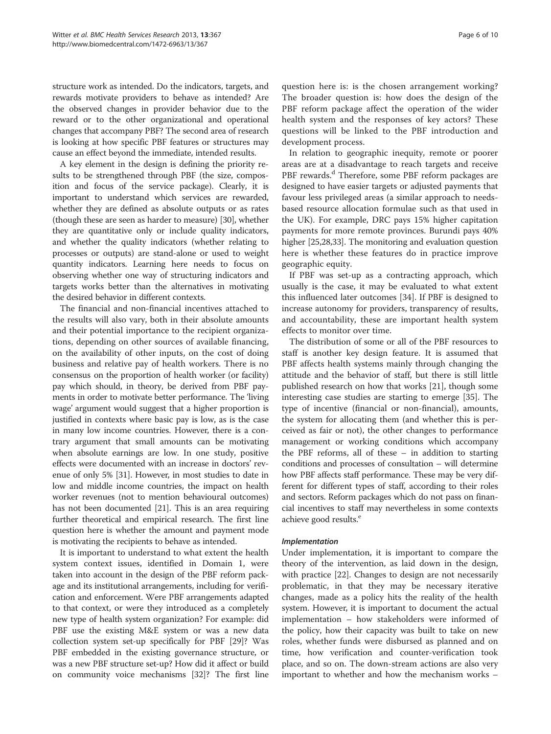structure work as intended. Do the indicators, targets, and rewards motivate providers to behave as intended? Are the observed changes in provider behavior due to the reward or to the other organizational and operational changes that accompany PBF? The second area of research is looking at how specific PBF features or structures may cause an effect beyond the immediate, intended results.

A key element in the design is defining the priority results to be strengthened through PBF (the size, composition and focus of the service package). Clearly, it is important to understand which services are rewarded, whether they are defined as absolute outputs or as rates (though these are seen as harder to measure) [30], whether they are quantitative only or include quality indicators, and whether the quality indicators (whether relating to processes or outputs) are stand-alone or used to weight quantity indicators. Learning here needs to focus on observing whether one way of structuring indicators and targets works better than the alternatives in motivating the desired behavior in different contexts.

The financial and non-financial incentives attached to the results will also vary, both in their absolute amounts and their potential importance to the recipient organizations, depending on other sources of available financing, on the availability of other inputs, on the cost of doing business and relative pay of health workers. There is no consensus on the proportion of health worker (or facility) pay which should, in theory, be derived from PBF payments in order to motivate better performance. The 'living wage' argument would suggest that a higher proportion is justified in contexts where basic pay is low, as is the case in many low income countries. However, there is a contrary argument that small amounts can be motivating when absolute earnings are low. In one study, positive effects were documented with an increase in doctors' revenue of only 5% [31]. However, in most studies to date in low and middle income countries, the impact on health worker revenues (not to mention behavioural outcomes) has not been documented [21]. This is an area requiring further theoretical and empirical research. The first line question here is whether the amount and payment mode is motivating the recipients to behave as intended.

It is important to understand to what extent the health system context issues, identified in Domain 1, were taken into account in the design of the PBF reform package and its institutional arrangements, including for verification and enforcement. Were PBF arrangements adapted to that context, or were they introduced as a completely new type of health system organization? For example: did PBF use the existing M&E system or was a new data collection system set-up specifically for PBF [29]? Was PBF embedded in the existing governance structure, or was a new PBF structure set-up? How did it affect or build on community voice mechanisms [32]? The first line question here is: is the chosen arrangement working? The broader question is: how does the design of the PBF reform package affect the operation of the wider health system and the responses of key actors? These questions will be linked to the PBF introduction and development process.

In relation to geographic inequity, remote or poorer areas are at a disadvantage to reach targets and receive PBF rewards.[d] Therefore, some PBF reform packages are designed to have easier targets or adjusted payments that favour less privileged areas (a similar approach to needs-based resource allocation formulae such as that used in the UK). For example, DRC pays 15% higher capitation payments for more remote provinces. Burundi pays 40% higher [25,28,33]. The monitoring and evaluation question here is whether these features do in practice improve geographic equity.

If PBF was set-up as a contracting approach, which usually is the case, it may be evaluated to what extent this influenced later outcomes [34]. If PBF is designed to increase autonomy for providers, transparency of results, and accountability, these are important health system effects to monitor over time.

The distribution of some or all of the PBF resources to staff is another key design feature. It is assumed that PBF affects health systems mainly through changing the attitude and the behavior of staff, but there is still little published research on how that works [21], though some interesting case studies are starting to emerge [35]. The type of incentive (financial or non-financial), amounts, the system for allocating them (and whether this is perceived as fair or not), the other changes to performance management or working conditions which accompany the PBF reforms, all of these – in addition to starting conditions and processes of consultation – will determine how PBF affects staff performance. These may be very different for different types of staff, according to their roles and sectors. Reform packages which do not pass on financial incentives to staff may nevertheless in some contexts achieve good results.[e]

#### *Implementation*

Under implementation, it is important to compare the theory of the intervention, as laid down in the design, with practice [22]. Changes to design are not necessarily problematic, in that they may be necessary iterative changes, made as a policy hits the reality of the health system. However, it is important to document the actual implementation – how stakeholders were informed of the policy, how their capacity was built to take on new roles, whether funds were disbursed as planned and on time, how verification and counter-verification took place, and so on. The down-stream actions are also very important to whether and how the mechanism works –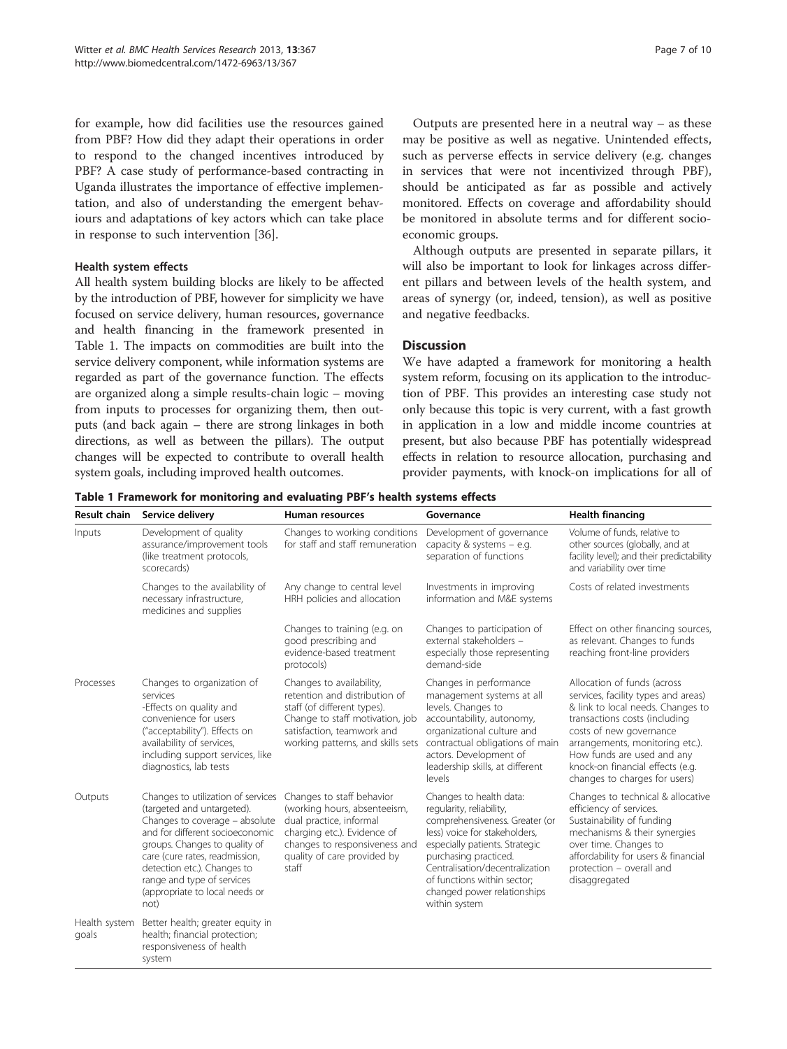for example, how did facilities use the resources gained from PBF? How did they adapt their operations in order to respond to the changed incentives introduced by PBF? A case study of performance-based contracting in Uganda illustrates the importance of effective implementation, and also of understanding the emergent behaviours and adaptations of key actors which can take place in response to such intervention [36].

#### Health system effects

All health system building blocks are likely to be affected by the introduction of PBF, however for simplicity we have focused on service delivery, human resources, governance and health financing in the framework presented in Table 1. The impacts on commodities are built into the service delivery component, while information systems are regarded as part of the governance function. The effects are organized along a simple results-chain logic – moving from inputs to processes for organizing them, then outputs (and back again – there are strong linkages in both directions, as well as between the pillars). The output changes will be expected to contribute to overall health system goals, including improved health outcomes.

Outputs are presented here in a neutral way – as these may be positive as well as negative. Unintended effects, such as perverse effects in service delivery (e.g. changes in services that were not incentivized through PBF), should be anticipated as far as possible and actively monitored. Effects on coverage and affordability should be monitored in absolute terms and for different socioeconomic groups.

Although outputs are presented in separate pillars, it will also be important to look for linkages across different pillars and between levels of the health system, and areas of synergy (or, indeed, tension), as well as positive and negative feedbacks.

### Discussion

We have adapted a framework for monitoring a health system reform, focusing on its application to the introduction of PBF. This provides an interesting case study not only because this topic is very current, with a fast growth in application in a low and middle income countries at present, but also because PBF has potentially widespread effects in relation to resource allocation, purchasing and provider payments, with knock-on implications for all of

**Table 1 Framework for monitoring and evaluating PBF's health systems effects**

| Result chain | Service delivery | Human resources | Governance | Health financing |
|---|---|---|---|---|
| Inputs | Development of quality assurance/improvement tools (like treatment protocols, scorecards) | Changes to working conditions for staff and staff remuneration | Development of governance capacity & systems – e.g. separation of functions | Volume of funds, relative to other sources (globally, and at facility level); and their predictability and variability over time |
| | Changes to the availability of necessary infrastructure, medicines and supplies | Any change to central level HRH policies and allocation | Investments in improving information and M&E systems | Costs of related investments |
| | | Changes to training (e.g. on good prescribing and evidence-based treatment protocols) | Changes to participation of external stakeholders – especially those representing demand-side | Effect on other financing sources, as relevant. Changes to funds reaching front-line providers |
| Processes | Changes to organization of services -Effects on quality and convenience for users ("acceptability"). Effects on availability of services, including support services, like diagnostics, lab tests | Changes to availability, retention and distribution of staff (of different types). Change to staff motivation, job satisfaction, teamwork and working patterns, and skills sets | Changes in performance management systems at all levels. Changes to accountability, autonomy, organizational culture and contractual obligations of main actors. Development of leadership skills, at different levels | Allocation of funds (across services, facility types and areas) & link to local needs. Changes to transactions costs (including costs of new governance arrangements, monitoring etc.). How funds are used and any knock-on financial effects (e.g. changes to charges for users) |
| Outputs | Changes to utilization of services (targeted and untargeted). Changes to coverage – absolute and for different socioeconomic groups. Changes to quality of care (cure rates, readmission, detection etc.). Changes to range and type of services (appropriate to local needs or not) | Changes to staff behavior (working hours, absenteeism, dual practice, informal charging etc.). Evidence of changes to responsiveness and quality of care provided by staff | Changes to health data: regularity, reliability, comprehensiveness. Greater (or less) voice for stakeholders, especially patients. Strategic purchasing practiced. Centralisation/decentralization of functions within sector; changed power relationships within system | Changes to technical & allocative efficiency of services. Sustainability of funding mechanisms & their synergies over time. Changes to affordability for users & financial protection – overall and disaggregated |
| Health system goals | Better health; greater equity in health; financial protection; responsiveness of health system | | | |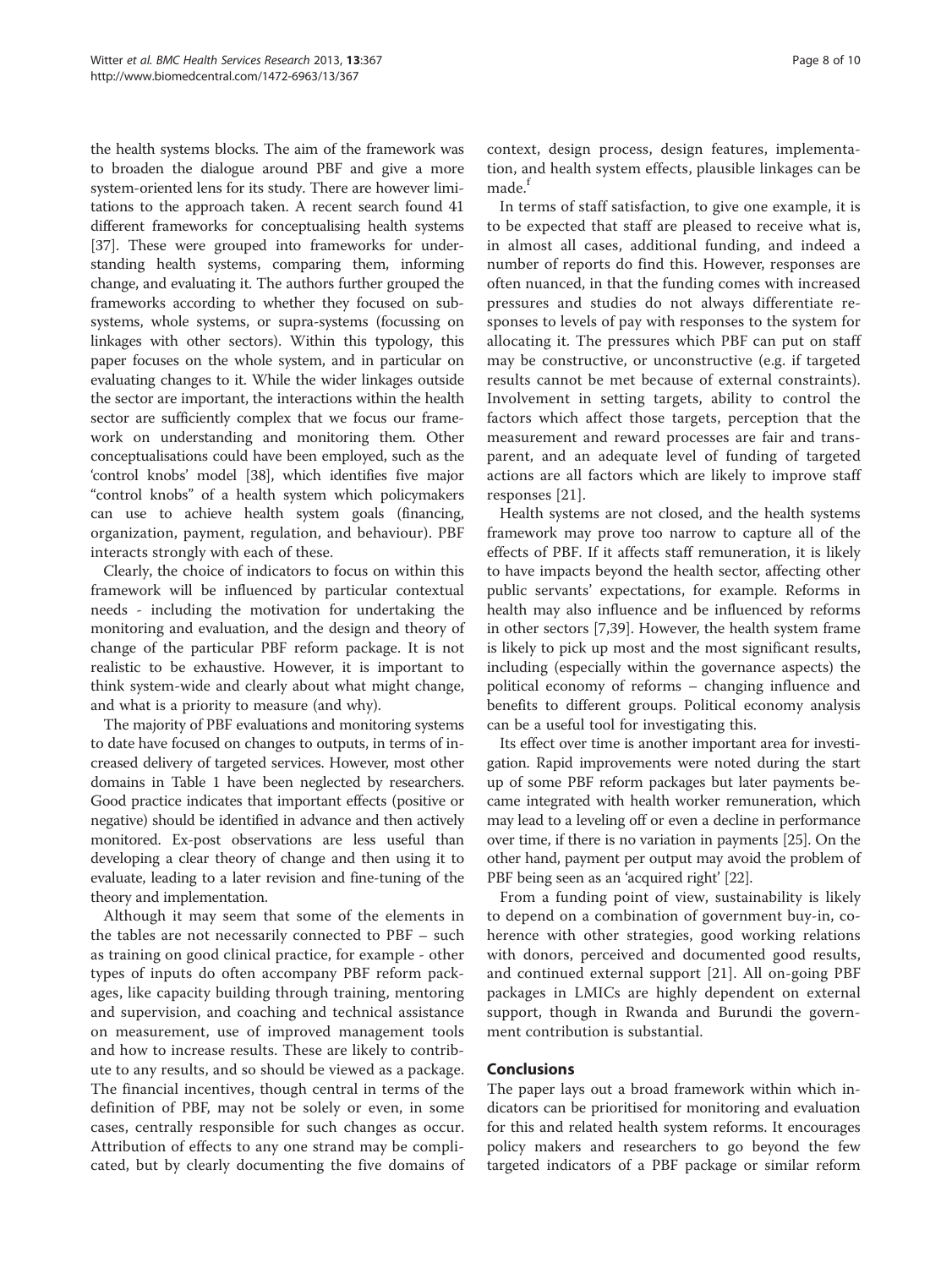the health systems blocks. The aim of the framework was to broaden the dialogue around PBF and give a more system-oriented lens for its study. There are however limitations to the approach taken. A recent search found 41 different frameworks for conceptualising health systems [37]. These were grouped into frameworks for understanding health systems, comparing them, informing change, and evaluating it. The authors further grouped the frameworks according to whether they focused on sub-systems, whole systems, or supra-systems (focussing on linkages with other sectors). Within this typology, this paper focuses on the whole system, and in particular on evaluating changes to it. While the wider linkages outside the sector are important, the interactions within the health sector are sufficiently complex that we focus our framework on understanding and monitoring them. Other conceptualisations could have been employed, such as the 'control knobs' model [38], which identifies five major "control knobs" of a health system which policymakers can use to achieve health system goals (financing, organization, payment, regulation, and behaviour). PBF interacts strongly with each of these.

Clearly, the choice of indicators to focus on within this framework will be influenced by particular contextual needs - including the motivation for undertaking the monitoring and evaluation, and the design and theory of change of the particular PBF reform package. It is not realistic to be exhaustive. However, it is important to think system-wide and clearly about what might change, and what is a priority to measure (and why).

The majority of PBF evaluations and monitoring systems to date have focused on changes to outputs, in terms of increased delivery of targeted services. However, most other domains in Table 1 have been neglected by researchers. Good practice indicates that important effects (positive or negative) should be identified in advance and then actively monitored. Ex-post observations are less useful than developing a clear theory of change and then using it to evaluate, leading to a later revision and fine-tuning of the theory and implementation.

Although it may seem that some of the elements in the tables are not necessarily connected to PBF – such as training on good clinical practice, for example - other types of inputs do often accompany PBF reform packages, like capacity building through training, mentoring and supervision, and coaching and technical assistance on measurement, use of improved management tools and how to increase results. These are likely to contribute to any results, and so should be viewed as a package. The financial incentives, though central in terms of the definition of PBF, may not be solely or even, in some cases, centrally responsible for such changes as occur. Attribution of effects to any one strand may be complicated, but by clearly documenting the five domains of context, design process, design features, implementation, and health system effects, plausible linkages can be made.[f]

In terms of staff satisfaction, to give one example, it is to be expected that staff are pleased to receive what is, in almost all cases, additional funding, and indeed a number of reports do find this. However, responses are often nuanced, in that the funding comes with increased pressures and studies do not always differentiate responses to levels of pay with responses to the system for allocating it. The pressures which PBF can put on staff may be constructive, or unconstructive (e.g. if targeted results cannot be met because of external constraints). Involvement in setting targets, ability to control the factors which affect those targets, perception that the measurement and reward processes are fair and transparent, and an adequate level of funding of targeted actions are all factors which are likely to improve staff responses [21].

Health systems are not closed, and the health systems framework may prove too narrow to capture all of the effects of PBF. If it affects staff remuneration, it is likely to have impacts beyond the health sector, affecting other public servants' expectations, for example. Reforms in health may also influence and be influenced by reforms in other sectors [7,39]. However, the health system frame is likely to pick up most and the most significant results, including (especially within the governance aspects) the political economy of reforms – changing influence and benefits to different groups. Political economy analysis can be a useful tool for investigating this.

Its effect over time is another important area for investigation. Rapid improvements were noted during the start up of some PBF reform packages but later payments became integrated with health worker remuneration, which may lead to a leveling off or even a decline in performance over time, if there is no variation in payments [25]. On the other hand, payment per output may avoid the problem of PBF being seen as an 'acquired right' [22].

From a funding point of view, sustainability is likely to depend on a combination of government buy-in, coherence with other strategies, good working relations with donors, perceived and documented good results, and continued external support [21]. All on-going PBF packages in LMICs are highly dependent on external support, though in Rwanda and Burundi the government contribution is substantial.

## Conclusions

The paper lays out a broad framework within which indicators can be prioritised for monitoring and evaluation for this and related health system reforms. It encourages policy makers and researchers to go beyond the few targeted indicators of a PBF package or similar reform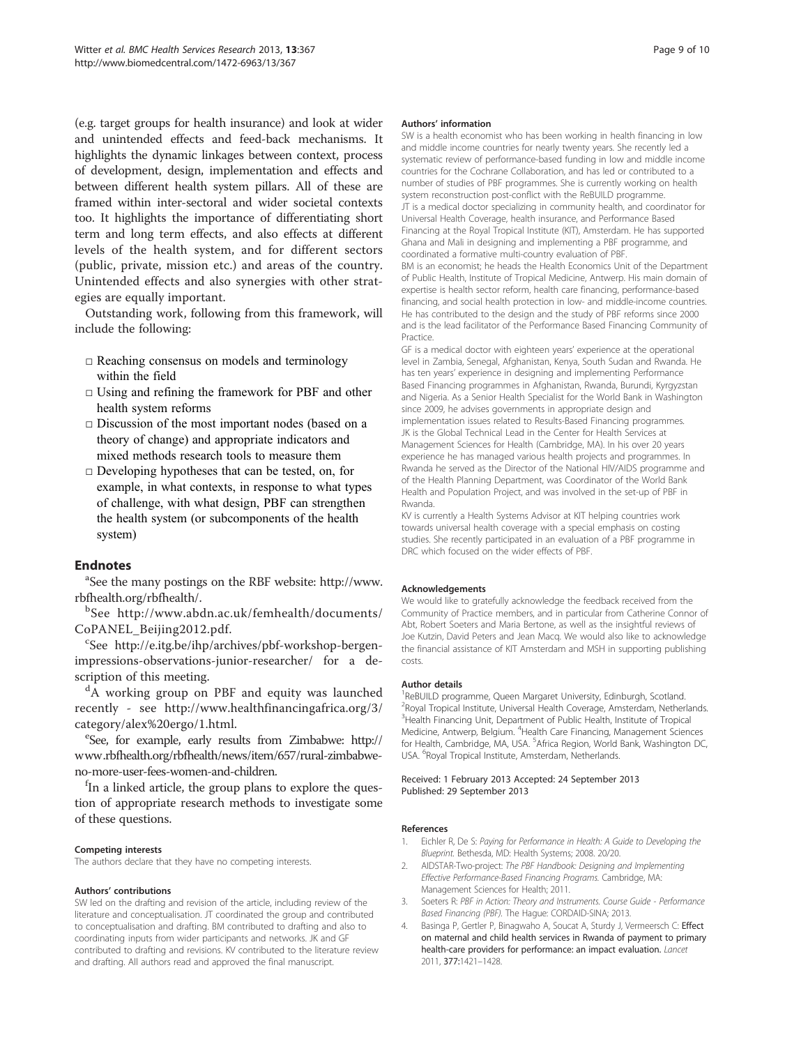(e.g. target groups for health insurance) and look at wider and unintended effects and feed-back mechanisms. It highlights the dynamic linkages between context, process of development, design, implementation and effects and between different health system pillars. All of these are framed within inter-sectoral and wider societal contexts too. It highlights the importance of differentiating short term and long term effects, and also effects at different levels of the health system, and for different sectors (public, private, mission etc.) and areas of the country. Unintended effects and also synergies with other strategies are equally important.

Outstanding work, following from this framework, will include the following:

- Reaching consensus on models and terminology within the field
- Using and refining the framework for PBF and other health system reforms
- Discussion of the most important nodes (based on a theory of change) and appropriate indicators and mixed methods research tools to measure them
- Developing hypotheses that can be tested, on, for example, in what contexts, in response to what types of challenge, with what design, PBF can strengthen the health system (or subcomponents of the health system)

## Endnotes

[a]See the many postings on the RBF website: http://www.rbfhealth.org/rbfhealth/.

[b]See http://www.abdn.ac.uk/femhealth/documents/CoPANEL_Beijing2012.pdf.

[c]See http://e.itg.be/ihp/archives/pbf-workshop-bergen-impressions-observations-junior-researcher/ for a description of this meeting.

[d]A working group on PBF and equity was launched recently - see http://www.healthfinancingafrica.org/3/category/alex%20ergo/1.html.

[e]See, for example, early results from Zimbabwe: http://www.rbfhealth.org/rbfhealth/news/item/657/rural-zimbabwe-no-more-user-fees-women-and-children.

[f]In a linked article, the group plans to explore the question of appropriate research methods to investigate some of these questions.

#### Competing interests

The authors declare that they have no competing interests.

#### Authors' contributions

SW led on the drafting and revision of the article, including review of the literature and conceptualisation. JT coordinated the group and contributed to conceptualisation and drafting. BM contributed to drafting and also to coordinating inputs from wider participants and networks. JK and GF contributed to drafting and revisions. KV contributed to the literature review and drafting. All authors read and approved the final manuscript.

#### Authors' information

SW is a health economist who has been working in health financing in low and middle income countries for nearly twenty years. She recently led a systematic review of performance-based funding in low and middle income countries for the Cochrane Collaboration, and has led or contributed to a number of studies of PBF programmes. She is currently working on health system reconstruction post-conflict with the ReBUILD programme.
JT is a medical doctor specializing in community health, and coordinator for Universal Health Coverage, health insurance, and Performance Based Financing at the Royal Tropical Institute (KIT), Amsterdam. He has supported Ghana and Mali in designing and implementing a PBF programme, and coordinated a formative multi-country evaluation of PBF.
BM is an economist; he heads the Health Economics Unit of the Department of Public Health, Institute of Tropical Medicine, Antwerp. His main domain of expertise is health sector reform, health care financing, performance-based financing, and social health protection in low- and middle-income countries. He has contributed to the design and the study of PBF reforms since 2000 and is the lead facilitator of the Performance Based Financing Community of Practice.
GF is a medical doctor with eighteen years' experience at the operational level in Zambia, Senegal, Afghanistan, Kenya, South Sudan and Rwanda. He has ten years' experience in designing and implementing Performance Based Financing programmes in Afghanistan, Rwanda, Burundi, Kyrgyzstan and Nigeria. As a Senior Health Specialist for the World Bank in Washington since 2009, he advises governments in appropriate design and implementation issues related to Results-Based Financing programmes.
JK is the Global Technical Lead in the Center for Health Services at Management Sciences for Health (Cambridge, MA). In his over 20 years experience he has managed various health projects and programmes. In Rwanda he served as the Director of the National HIV/AIDS programme and of the Health Planning Department, was Coordinator of the World Bank Health and Population Project, and was involved in the set-up of PBF in Rwanda.
KV is currently a Health Systems Advisor at KIT helping countries work towards universal health coverage with a special emphasis on costing studies. She recently participated in an evaluation of a PBF programme in DRC which focused on the wider effects of PBF.

#### Acknowledgements

We would like to gratefully acknowledge the feedback received from the Community of Practice members, and in particular from Catherine Connor of Abt, Robert Soeters and Maria Bertone, as well as the insightful reviews of Joe Kutzin, David Peters and Jean Macq. We would also like to acknowledge the financial assistance of KIT Amsterdam and MSH in supporting publishing costs.

#### Author details

[1]ReBUILD programme, Queen Margaret University, Edinburgh, Scotland. [2]Royal Tropical Institute, Universal Health Coverage, Amsterdam, Netherlands. [3]Health Financing Unit, Department of Public Health, Institute of Tropical Medicine, Antwerp, Belgium. [4]Health Care Financing, Management Sciences for Health, Cambridge, MA, USA. [5]Africa Region, World Bank, Washington DC, USA. [6]Royal Tropical Institute, Amsterdam, Netherlands.

Received: 1 February 2013 Accepted: 24 September 2013
Published: 29 September 2013

#### References

1. Eichler R, De S: *Paying for Performance in Health: A Guide to Developing the Blueprint.* Bethesda, MD: Health Systems; 2008. 20/20.
2. AIDSTAR-Two-project: *The PBF Handbook: Designing and Implementing Effective Performance-Based Financing Programs.* Cambridge, MA: Management Sciences for Health; 2011.
3. Soeters R: *PBF in Action: Theory and Instruments. Course Guide - Performance Based Financing (PBF).* The Hague: CORDAID-SINA; 2013.
4. Basinga P, Gertler P, Binagwaho A, Soucat A, Sturdy J, Vermeersch C: **Effect on maternal and child health services in Rwanda of payment to primary health-care providers for performance: an impact evaluation.** *Lancet* 2011, **377:**1421–1428.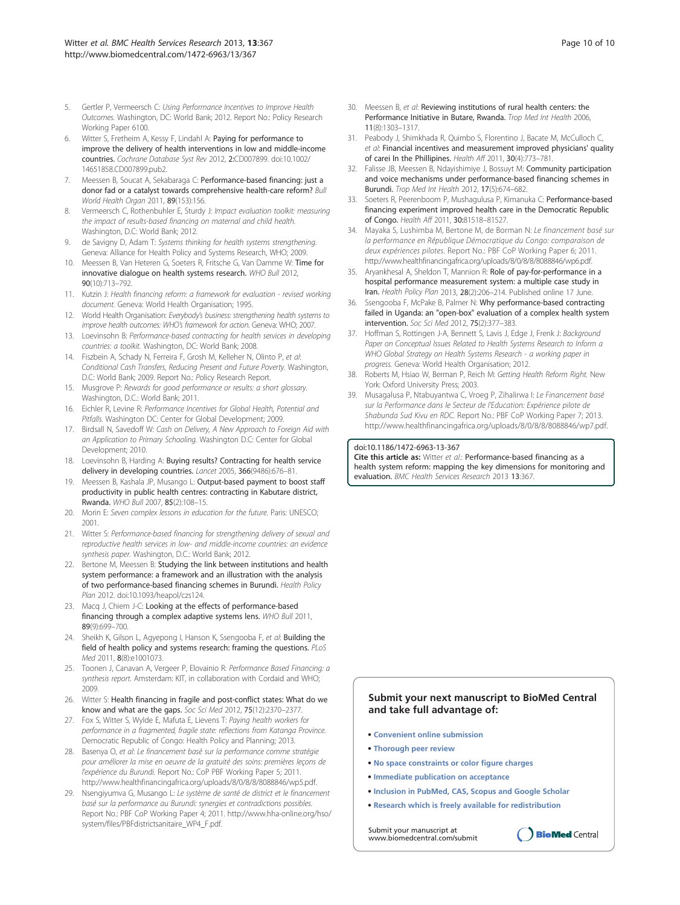5. Gertler P, Vermeersch C: *Using Performance Incentives to Improve Health Outcomes.* Washington, DC: World Bank; 2012. Report No.: Policy Research Working Paper 6100.
6. Witter S, Fretheim A, Kessy F, Lindahl A: **Paying for performance to improve the delivery of health interventions in low and middle-income countries.** *Cochrane Database Syst Rev* 2012, **2:**CD007899. doi:10.1002/14651858.CD007899.pub2.
7. Meessen B, Soucat A, Sekabaraga C: **Performance-based financing: just a donor fad or a catalyst towards comprehensive health-care reform?** *Bull World Health Organ* 2011, **89**(153):156.
8. Vermeersch C, Rothenbuhler E, Sturdy J: *Impact evaluation toolkit: measuring the impact of results-based financing on maternal and child health.* Washington, D.C: World Bank; 2012.
9. de Savigny D, Adam T: *Systems thinking for health systems strengthening.* Geneva: Alliance for Health Policy and Systems Research, WHO; 2009.
10. Meessen B, Van Heteren G, Soeters R, Fritsche G, Van Damme W: **Time for innovative dialogue on health systems research.** *WHO Bull* 2012, **90**(10):713–792.
11. Kutzin J: *Health financing reform: a framework for evaluation - revised working document.* Geneva: World Health Organisation; 1995.
12. World Health Organisation: *Everybody's business: strengthening health systems to improve health outcomes: WHO's framework for action.* Geneva: WHO; 2007.
13. Loevinsohn B: *Performance-based contracting for health services in developing countries: a toolkit.* Washington, DC: World Bank; 2008.
14. Fiszbein A, Schady N, Ferreira F, Grosh M, Kelleher N, Olinto P, *et al*: *Conditional Cash Transfers, Reducing Present and Future Poverty.* Washington, D.C: World Bank; 2009. Report No.: Policy Research Report.
15. Musgrove P: *Rewards for good performance or results: a short glossary.* Washington, D.C.: World Bank; 2011.
16. Eichler R, Levine R: *Performance Incentives for Global Health, Potential and Pitfalls.* Washington DC: Center for Global Development; 2009.
17. Birdsall N, Savedoff W: *Cash on Delivery, A New Approach to Foreign Aid with an Application to Primary Schooling.* Washington D.C: Center for Global Development; 2010.
18. Loevinsohn B, Harding A: **Buying results? Contracting for health service delivery in developing countries.** *Lancet* 2005, **366**(9486):676–81.
19. Meessen B, Kashala JP, Musango L: **Output-based payment to boost staff productivity in public health centres: contracting in Kabutare district, Rwanda.** *WHO Bull* 2007, **85**(2):108–15.
20. Morin E: *Seven complex lessons in education for the future.* Paris: UNESCO; 2001.
21. Witter S: *Performance-based financing for strengthening delivery of sexual and reproductive health services in low- and middle-income countries: an evidence synthesis paper.* Washington, D.C.: World Bank; 2012.
22. Bertone M, Meessen B: **Studying the link between institutions and health system performance: a framework and an illustration with the analysis of two performance-based financing schemes in Burundi.** *Health Policy Plan* 2012. doi:10.1093/heapol/czs124.
23. Macq J, Chiem J-C: **Looking at the effects of performance-based financing through a complex adaptive systems lens.** *WHO Bull* 2011, **89**(9):699–700.
24. Sheikh K, Gilson L, Agyepong I, Hanson K, Ssengooba F, *et al*: **Building the field of health policy and systems research: framing the questions.** *PLoS Med* 2011, **8**(8):e1001073.
25. Toonen J, Canavan A, Vergeer P, Elovainio R: *Performance Based Financing: a synthesis report.* Amsterdam: KIT, in collaboration with Cordaid and WHO; 2009.
26. Witter S: **Health financing in fragile and post-conflict states: What do we know and what are the gaps.** *Soc Sci Med* 2012, **75**(12):2370–2377.
27. Fox S, Witter S, Wylde E, Mafuta E, Lievens T: *Paying health workers for performance in a fragmented, fragile state: reflections from Katanga Province.* Democratic Republic of Congo: Health Policy and Planning; 2013.
28. Basenya O, *et al*: *Le financement basé sur la performance comme stratégie pour améliorer la mise en oeuvre de la gratuité des soins: premières leçons de l'expérience du Burundi.* Report No.: CoP PBF Working Paper 5; 2011. http://www.healthfinancingafrica.org/uploads/8/0/8/8/8088846/wp5.pdf.
29. Nsengiyumva G, Musango L: *Le système de santé de district et le financement basé sur la performance au Burundi: synergies et contradictions possibles.* Report No.: PBF CoP Working Paper 4; 2011. http://www.hha-online.org/hso/system/files/PBFdistrictsanitaire_WP4_F.pdf.
30. Meessen B, *et al*: **Reviewing institutions of rural health centers: the Performance Initiative in Butare, Rwanda.** *Trop Med Int Health* 2006, **11**(8):1303–1317.
31. Peabody J, Shimkhada R, Quimbo S, Florentino J, Bacate M, McCulloch C, *et al*: **Financial incentives and measurement improved physicians' quality of carei In the Phillipines.** *Health Aff* 2011, **30**(4):773–781.
32. Falisse JB, Meessen B, Ndayishimiye J, Bossuyt M: **Community participation and voice mechanisms under performance-based financing schemes in Burundi.** *Trop Med Int Health* 2012, **17**(5):674–682.
33. Soeters R, Peerenboom P, Mushagulusa P, Kimanuka C: **Performance-based financing experiment improved health care in the Democratic Republic of Congo.** *Health Aff* 2011, **30:**81518–81527.
34. Mayaka S, Lushimba M, Bertone M, de Borman N: *Le financement basé sur la performance en République Démocratique du Congo: comparaison de deux expériences pilotes.* Report No.: PBF CoP Working Paper 6; 2011. http://www.healthfinancingafrica.org/uploads/8/0/8/8/8088846/wp6.pdf.
35. Aryankhesal A, Sheldon T, Mannion R: **Role of pay-for-performance in a hospital performance measurement system: a multiple case study in Iran.** *Health Policy Plan* 2013, **28**(2):206–214. Published online 17 June.
36. Ssengooba F, McPake B, Palmer N: **Why performance-based contracting failed in Uganda: an "open-box" evaluation of a complex health system intervention.** *Soc Sci Med* 2012, **75**(2):377–383.
37. Hoffman S, Rottingen J-A, Bennett S, Lavis J, Edge J, Frenk J: *Background Paper on Conceptual Issues Related to Health Systems Research to Inform a WHO Global Strategy on Health Systems Research - a working paper in progress.* Geneva: World Health Organisation; 2012.
38. Roberts M, Hsiao W, Berman P, Reich M: *Getting Health Reform Right.* New York: Oxford University Press; 2003.
39. Musagalusa P, Ntabuyantwa C, Vroeg P, Zihalirwa I: *Le Financement basé sur la Performance dans le Secteur de l'Education: Expérience pilote de Shabunda Sud Kivu en RDC.* Report No.: PBF CoP Working Paper 7; 2013. http://www.healthfinancingafrica.org/uploads/8/0/8/8/8088846/wp7.pdf.

doi:10.1186/1472-6963-13-367

**Cite this article as:** Witter *et al.*: Performance-based financing as a health system reform: mapping the key dimensions for monitoring and evaluation. *BMC Health Services Research* 2013 **13**:367.

**Submit your next manuscript to BioMed Central and take full advantage of:**

- Convenient online submission
- Thorough peer review
- No space constraints or color figure charges
- Immediate publication on acceptance
- Inclusion in PubMed, CAS, Scopus and Google Scholar
- Research which is freely available for redistribution

Submit your manuscript at www.biomedcentral.com/submit

BioMed Central